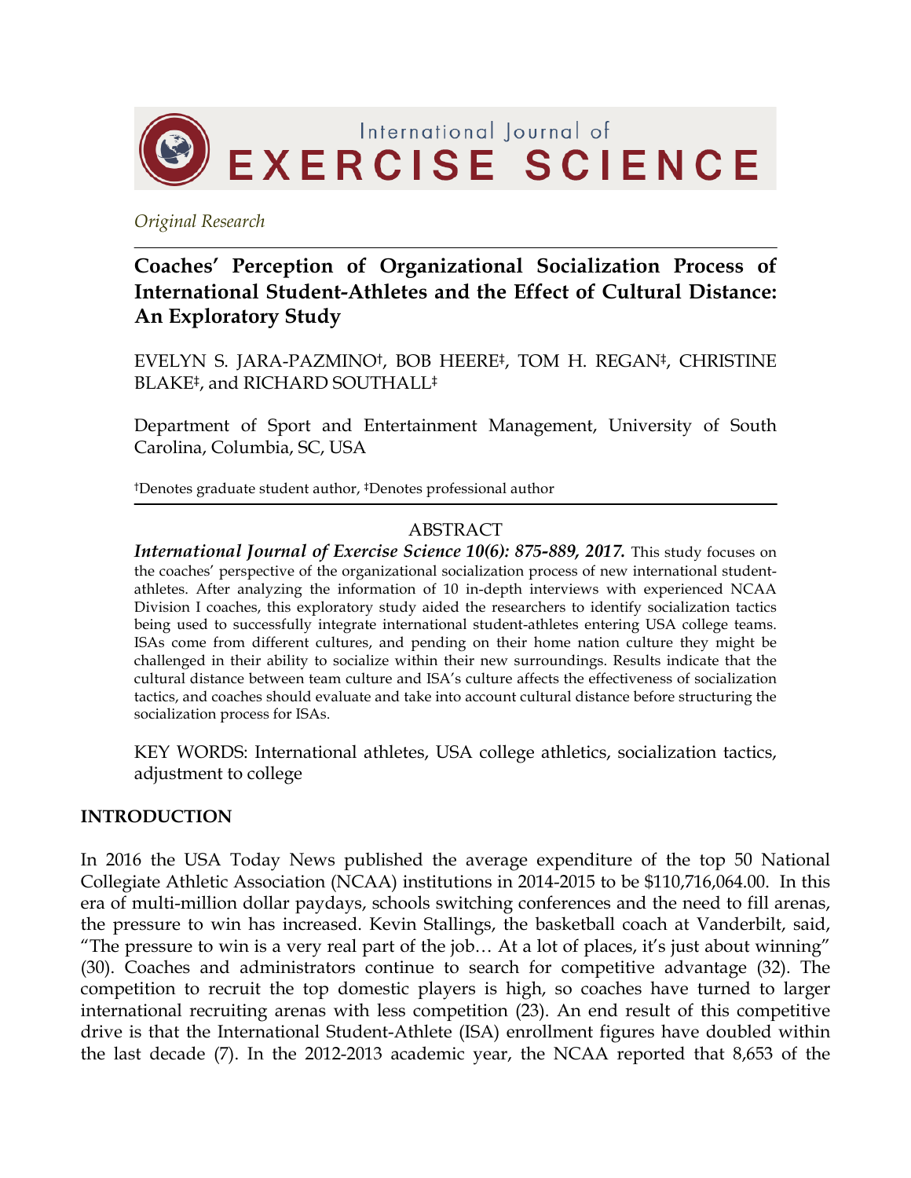*Original Research*

# Coaches' Perception of Organizational Socialization Process of International Student-Athletes and the Effect of Cultural Distance: An Exploratory Study

EVELYN S. JARA-PAZMINO†, BOB HEERE‡, TOM H. REGAN‡, CHRISTINE BLAKE‡, and RICHARD SOUTHALL‡

Department of Sport and Entertainment Management, University of South Carolina, Columbia, SC, USA

†Denotes graduate student author, ‡Denotes professional author

## ABSTRACT

***International Journal of Exercise Science 10(6): 875-889, 2017.*** This study focuses on the coaches' perspective of the organizational socialization process of new international student-athletes. After analyzing the information of 10 in-depth interviews with experienced NCAA Division I coaches, this exploratory study aided the researchers to identify socialization tactics being used to successfully integrate international student-athletes entering USA college teams. ISAs come from different cultures, and pending on their home nation culture they might be challenged in their ability to socialize within their new surroundings. Results indicate that the cultural distance between team culture and ISA's culture affects the effectiveness of socialization tactics, and coaches should evaluate and take into account cultural distance before structuring the socialization process for ISAs.

KEY WORDS: International athletes, USA college athletics, socialization tactics, adjustment to college

## INTRODUCTION

In 2016 the USA Today News published the average expenditure of the top 50 National Collegiate Athletic Association (NCAA) institutions in 2014-2015 to be $110,716,064.00. In this era of multi-million dollar paydays, schools switching conferences and the need to fill arenas, the pressure to win has increased. Kevin Stallings, the basketball coach at Vanderbilt, said, "The pressure to win is a very real part of the job… At a lot of places, it's just about winning" (30). Coaches and administrators continue to search for competitive advantage (32). The competition to recruit the top domestic players is high, so coaches have turned to larger international recruiting arenas with less competition (23). An end result of this competitive drive is that the International Student-Athlete (ISA) enrollment figures have doubled within the last decade (7). In the 2012-2013 academic year, the NCAA reported that 8,653 of the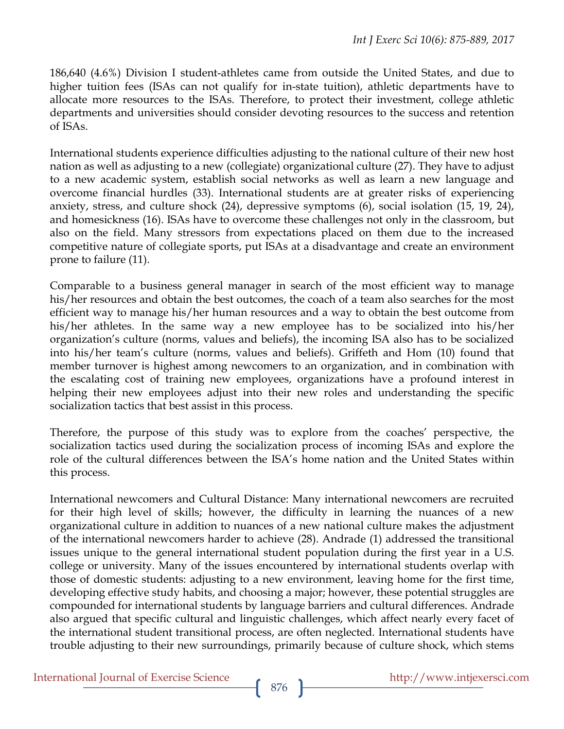186,640 (4.6%) Division I student-athletes came from outside the United States, and due to higher tuition fees (ISAs can not qualify for in-state tuition), athletic departments have to allocate more resources to the ISAs. Therefore, to protect their investment, college athletic departments and universities should consider devoting resources to the success and retention of ISAs.

International students experience difficulties adjusting to the national culture of their new host nation as well as adjusting to a new (collegiate) organizational culture (27). They have to adjust to a new academic system, establish social networks as well as learn a new language and overcome financial hurdles (33). International students are at greater risks of experiencing anxiety, stress, and culture shock (24), depressive symptoms (6), social isolation (15, 19, 24), and homesickness (16). ISAs have to overcome these challenges not only in the classroom, but also on the field. Many stressors from expectations placed on them due to the increased competitive nature of collegiate sports, put ISAs at a disadvantage and create an environment prone to failure (11).

Comparable to a business general manager in search of the most efficient way to manage his/her resources and obtain the best outcomes, the coach of a team also searches for the most efficient way to manage his/her human resources and a way to obtain the best outcome from his/her athletes. In the same way a new employee has to be socialized into his/her organization's culture (norms, values and beliefs), the incoming ISA also has to be socialized into his/her team's culture (norms, values and beliefs). Griffeth and Hom (10) found that member turnover is highest among newcomers to an organization, and in combination with the escalating cost of training new employees, organizations have a profound interest in helping their new employees adjust into their new roles and understanding the specific socialization tactics that best assist in this process.

Therefore, the purpose of this study was to explore from the coaches' perspective, the socialization tactics used during the socialization process of incoming ISAs and explore the role of the cultural differences between the ISA's home nation and the United States within this process.

International newcomers and Cultural Distance: Many international newcomers are recruited for their high level of skills; however, the difficulty in learning the nuances of a new organizational culture in addition to nuances of a new national culture makes the adjustment of the international newcomers harder to achieve (28). Andrade (1) addressed the transitional issues unique to the general international student population during the first year in a U.S. college or university. Many of the issues encountered by international students overlap with those of domestic students: adjusting to a new environment, leaving home for the first time, developing effective study habits, and choosing a major; however, these potential struggles are compounded for international students by language barriers and cultural differences. Andrade also argued that specific cultural and linguistic challenges, which affect nearly every facet of the international student transitional process, are often neglected. International students have trouble adjusting to their new surroundings, primarily because of culture shock, which stems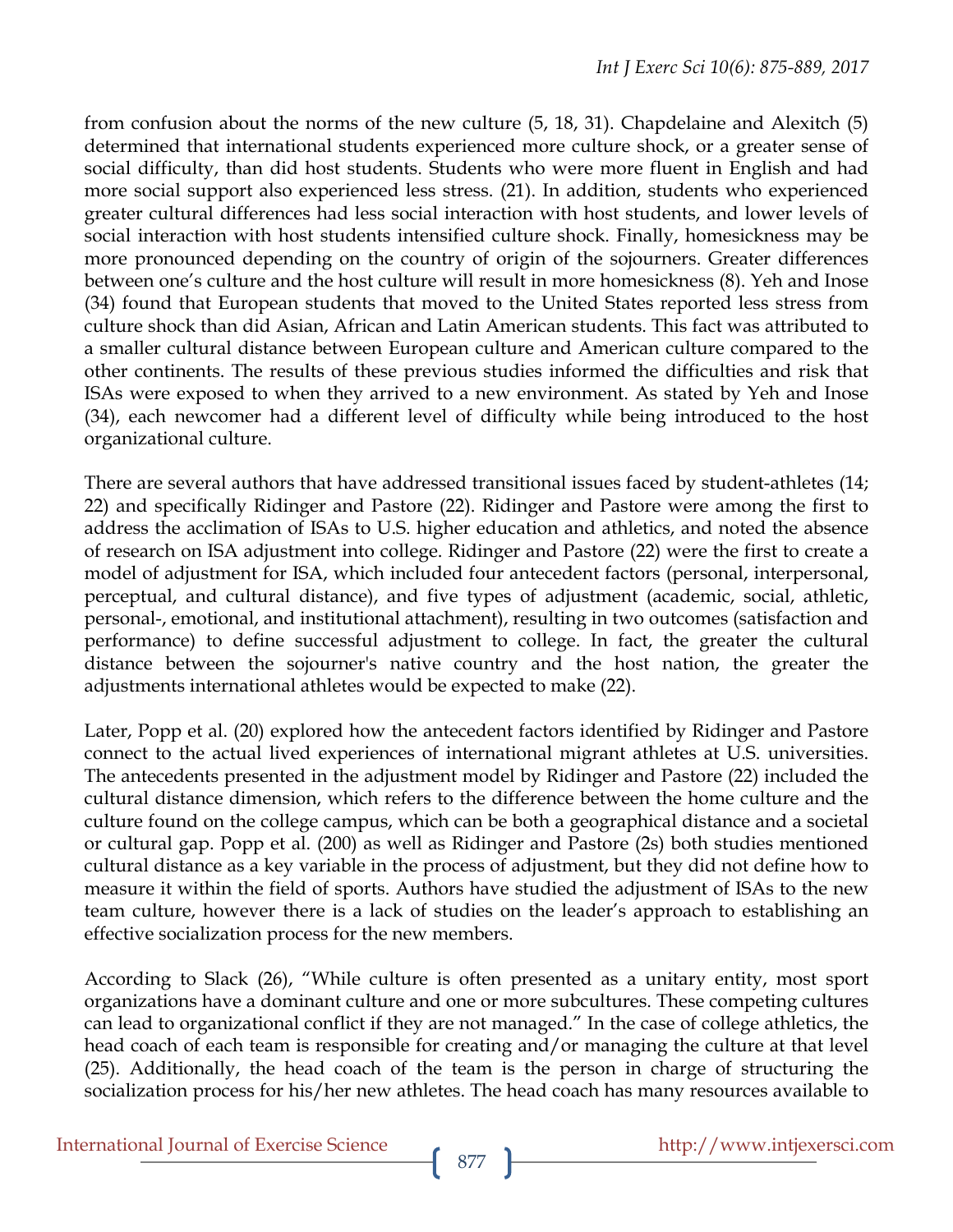from confusion about the norms of the new culture (5, 18, 31). Chapdelaine and Alexitch (5) determined that international students experienced more culture shock, or a greater sense of social difficulty, than did host students. Students who were more fluent in English and had more social support also experienced less stress. (21). In addition, students who experienced greater cultural differences had less social interaction with host students, and lower levels of social interaction with host students intensified culture shock. Finally, homesickness may be more pronounced depending on the country of origin of the sojourners. Greater differences between one's culture and the host culture will result in more homesickness (8). Yeh and Inose (34) found that European students that moved to the United States reported less stress from culture shock than did Asian, African and Latin American students. This fact was attributed to a smaller cultural distance between European culture and American culture compared to the other continents. The results of these previous studies informed the difficulties and risk that ISAs were exposed to when they arrived to a new environment. As stated by Yeh and Inose (34), each newcomer had a different level of difficulty while being introduced to the host organizational culture.

There are several authors that have addressed transitional issues faced by student-athletes (14; 22) and specifically Ridinger and Pastore (22). Ridinger and Pastore were among the first to address the acclimation of ISAs to U.S. higher education and athletics, and noted the absence of research on ISA adjustment into college. Ridinger and Pastore (22) were the first to create a model of adjustment for ISA, which included four antecedent factors (personal, interpersonal, perceptual, and cultural distance), and five types of adjustment (academic, social, athletic, personal-, emotional, and institutional attachment), resulting in two outcomes (satisfaction and performance) to define successful adjustment to college. In fact, the greater the cultural distance between the sojourner's native country and the host nation, the greater the adjustments international athletes would be expected to make (22).

Later, Popp et al. (20) explored how the antecedent factors identified by Ridinger and Pastore connect to the actual lived experiences of international migrant athletes at U.S. universities. The antecedents presented in the adjustment model by Ridinger and Pastore (22) included the cultural distance dimension, which refers to the difference between the home culture and the culture found on the college campus, which can be both a geographical distance and a societal or cultural gap. Popp et al. (200) as well as Ridinger and Pastore (2s) both studies mentioned cultural distance as a key variable in the process of adjustment, but they did not define how to measure it within the field of sports. Authors have studied the adjustment of ISAs to the new team culture, however there is a lack of studies on the leader's approach to establishing an effective socialization process for the new members.

According to Slack (26), "While culture is often presented as a unitary entity, most sport organizations have a dominant culture and one or more subcultures. These competing cultures can lead to organizational conflict if they are not managed." In the case of college athletics, the head coach of each team is responsible for creating and/or managing the culture at that level (25). Additionally, the head coach of the team is the person in charge of structuring the socialization process for his/her new athletes. The head coach has many resources available to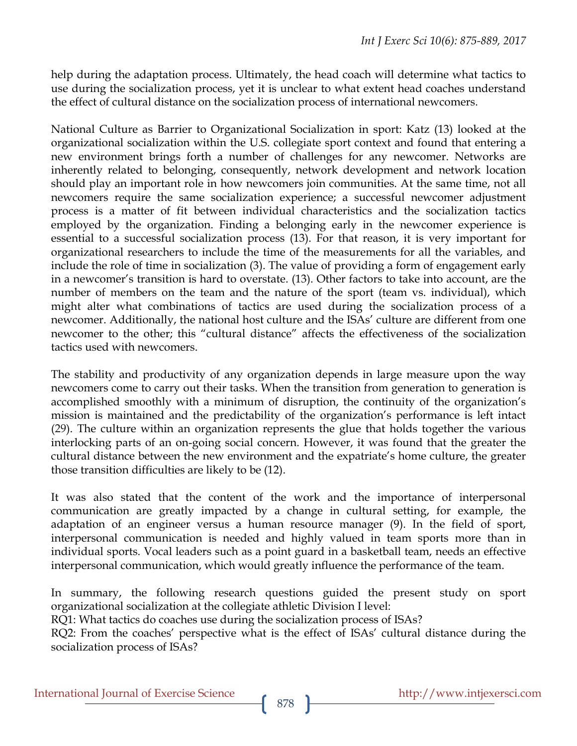help during the adaptation process. Ultimately, the head coach will determine what tactics to use during the socialization process, yet it is unclear to what extent head coaches understand the effect of cultural distance on the socialization process of international newcomers.

National Culture as Barrier to Organizational Socialization in sport: Katz (13) looked at the organizational socialization within the U.S. collegiate sport context and found that entering a new environment brings forth a number of challenges for any newcomer. Networks are inherently related to belonging, consequently, network development and network location should play an important role in how newcomers join communities. At the same time, not all newcomers require the same socialization experience; a successful newcomer adjustment process is a matter of fit between individual characteristics and the socialization tactics employed by the organization. Finding a belonging early in the newcomer experience is essential to a successful socialization process (13). For that reason, it is very important for organizational researchers to include the time of the measurements for all the variables, and include the role of time in socialization (3). The value of providing a form of engagement early in a newcomer's transition is hard to overstate. (13). Other factors to take into account, are the number of members on the team and the nature of the sport (team vs. individual), which might alter what combinations of tactics are used during the socialization process of a newcomer. Additionally, the national host culture and the ISAs' culture are different from one newcomer to the other; this "cultural distance" affects the effectiveness of the socialization tactics used with newcomers.

The stability and productivity of any organization depends in large measure upon the way newcomers come to carry out their tasks. When the transition from generation to generation is accomplished smoothly with a minimum of disruption, the continuity of the organization's mission is maintained and the predictability of the organization's performance is left intact (29). The culture within an organization represents the glue that holds together the various interlocking parts of an on-going social concern. However, it was found that the greater the cultural distance between the new environment and the expatriate's home culture, the greater those transition difficulties are likely to be (12).

It was also stated that the content of the work and the importance of interpersonal communication are greatly impacted by a change in cultural setting, for example, the adaptation of an engineer versus a human resource manager (9). In the field of sport, interpersonal communication is needed and highly valued in team sports more than in individual sports. Vocal leaders such as a point guard in a basketball team, needs an effective interpersonal communication, which would greatly influence the performance of the team.

In summary, the following research questions guided the present study on sport organizational socialization at the collegiate athletic Division I level:

RQ1: What tactics do coaches use during the socialization process of ISAs?

RQ2: From the coaches' perspective what is the effect of ISAs' cultural distance during the socialization process of ISAs?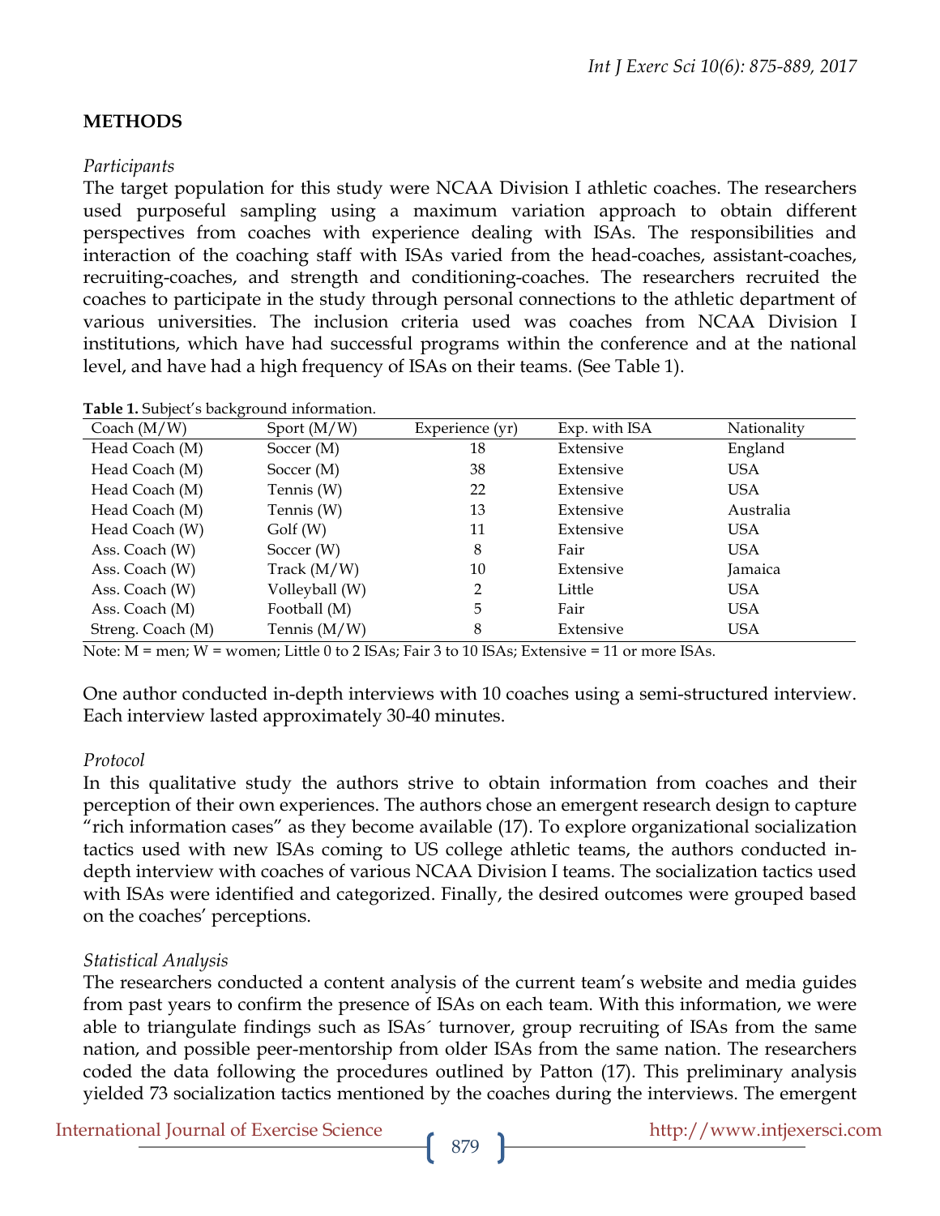## METHODS

*Participants*

The target population for this study were NCAA Division I athletic coaches. The researchers used purposeful sampling using a maximum variation approach to obtain different perspectives from coaches with experience dealing with ISAs. The responsibilities and interaction of the coaching staff with ISAs varied from the head-coaches, assistant-coaches, recruiting-coaches, and strength and conditioning-coaches. The researchers recruited the coaches to participate in the study through personal connections to the athletic department of various universities. The inclusion criteria used was coaches from NCAA Division I institutions, which have had successful programs within the conference and at the national level, and have had a high frequency of ISAs on their teams. (See Table 1).

**Table 1.** Subject's background information.

| Coach (M/W) | Sport (M/W) | Experience (yr) | Exp. with ISA | Nationality |
|---|---|---|---|---|
| Head Coach (M) | Soccer (M) | 18 | Extensive | England |
| Head Coach (M) | Soccer (M) | 38 | Extensive | USA |
| Head Coach (M) | Tennis (W) | 22 | Extensive | USA |
| Head Coach (M) | Tennis (W) | 13 | Extensive | Australia |
| Head Coach (W) | Golf (W) | 11 | Extensive | USA |
| Ass. Coach (W) | Soccer (W) | 8 | Fair | USA |
| Ass. Coach (W) | Track (M/W) | 10 | Extensive | Jamaica |
| Ass. Coach (W) | Volleyball (W) | 2 | Little | USA |
| Ass. Coach (M) | Football (M) | 5 | Fair | USA |
| Streng. Coach (M) | Tennis (M/W) | 8 | Extensive | USA |

Note: M = men; W = women; Little 0 to 2 ISAs; Fair 3 to 10 ISAs; Extensive = 11 or more ISAs.

One author conducted in-depth interviews with 10 coaches using a semi-structured interview. Each interview lasted approximately 30-40 minutes.

*Protocol*

In this qualitative study the authors strive to obtain information from coaches and their perception of their own experiences. The authors chose an emergent research design to capture "rich information cases" as they become available (17). To explore organizational socialization tactics used with new ISAs coming to US college athletic teams, the authors conducted in-depth interview with coaches of various NCAA Division I teams. The socialization tactics used with ISAs were identified and categorized. Finally, the desired outcomes were grouped based on the coaches' perceptions.

*Statistical Analysis*

The researchers conducted a content analysis of the current team's website and media guides from past years to confirm the presence of ISAs on each team. With this information, we were able to triangulate findings such as ISAs´ turnover, group recruiting of ISAs from the same nation, and possible peer-mentorship from older ISAs from the same nation. The researchers coded the data following the procedures outlined by Patton (17). This preliminary analysis yielded 73 socialization tactics mentioned by the coaches during the interviews. The emergent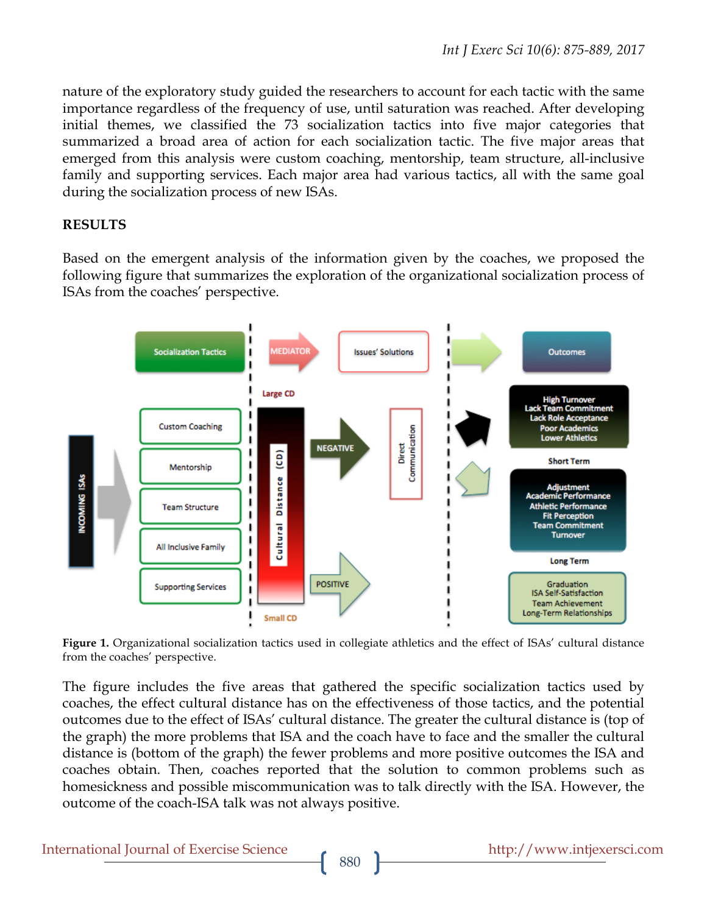nature of the exploratory study guided the researchers to account for each tactic with the same importance regardless of the frequency of use, until saturation was reached. After developing initial themes, we classified the 73 socialization tactics into five major categories that summarized a broad area of action for each socialization tactic. The five major areas that emerged from this analysis were custom coaching, mentorship, team structure, all-inclusive family and supporting services. Each major area had various tactics, all with the same goal during the socialization process of new ISAs.

## RESULTS

Based on the emergent analysis of the information given by the coaches, we proposed the following figure that summarizes the exploration of the organizational socialization process of ISAs from the coaches' perspective.

**Figure 1.** Organizational socialization tactics used in collegiate athletics and the effect of ISAs' cultural distance from the coaches' perspective.

The figure includes the five areas that gathered the specific socialization tactics used by coaches, the effect cultural distance has on the effectiveness of those tactics, and the potential outcomes due to the effect of ISAs' cultural distance. The greater the cultural distance is (top of the graph) the more problems that ISA and the coach have to face and the smaller the cultural distance is (bottom of the graph) the fewer problems and more positive outcomes the ISA and coaches obtain. Then, coaches reported that the solution to common problems such as homesickness and possible miscommunication was to talk directly with the ISA. However, the outcome of the coach-ISA talk was not always positive.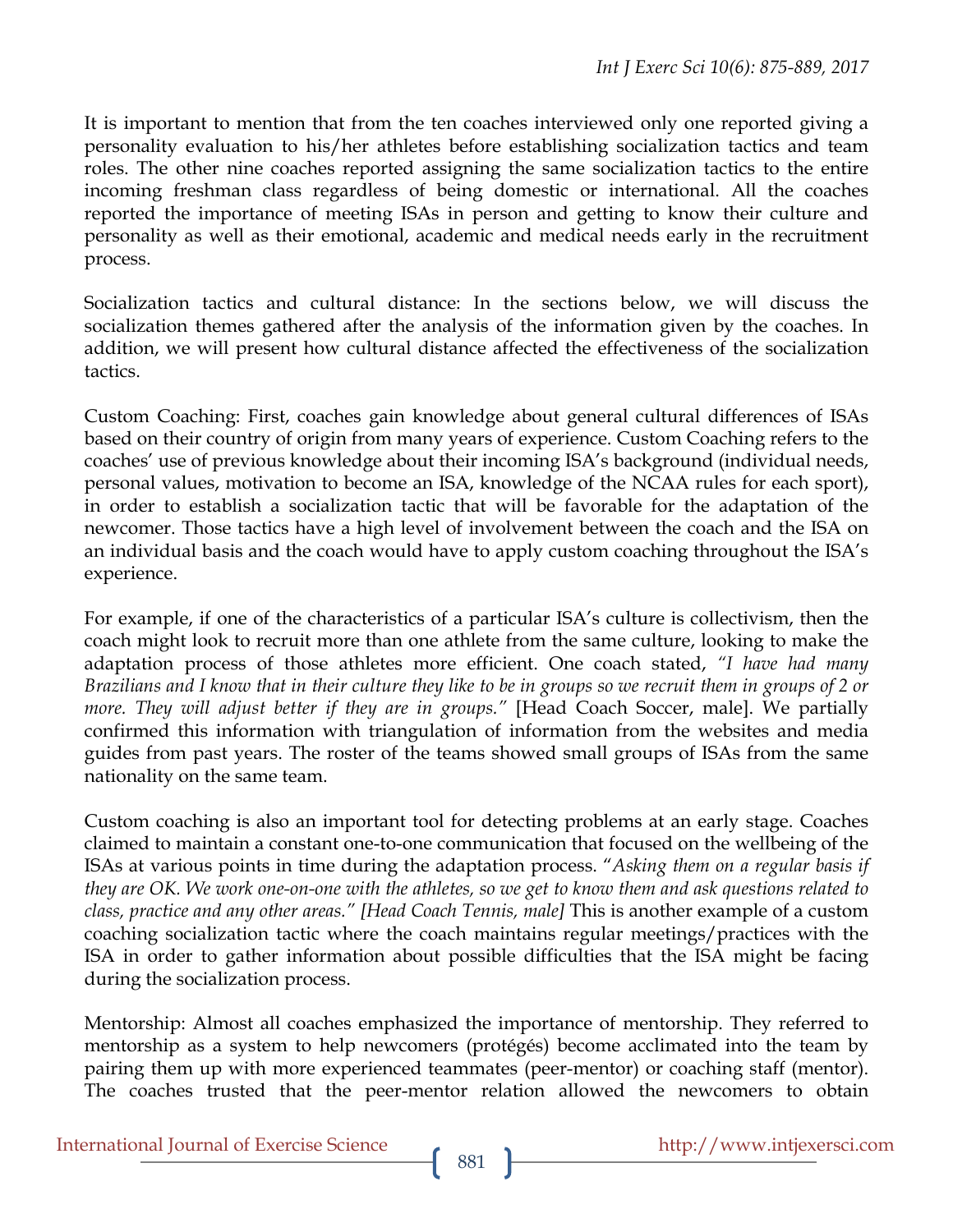It is important to mention that from the ten coaches interviewed only one reported giving a personality evaluation to his/her athletes before establishing socialization tactics and team roles. The other nine coaches reported assigning the same socialization tactics to the entire incoming freshman class regardless of being domestic or international. All the coaches reported the importance of meeting ISAs in person and getting to know their culture and personality as well as their emotional, academic and medical needs early in the recruitment process.

Socialization tactics and cultural distance: In the sections below, we will discuss the socialization themes gathered after the analysis of the information given by the coaches. In addition, we will present how cultural distance affected the effectiveness of the socialization tactics.

Custom Coaching: First, coaches gain knowledge about general cultural differences of ISAs based on their country of origin from many years of experience. Custom Coaching refers to the coaches' use of previous knowledge about their incoming ISA's background (individual needs, personal values, motivation to become an ISA, knowledge of the NCAA rules for each sport), in order to establish a socialization tactic that will be favorable for the adaptation of the newcomer. Those tactics have a high level of involvement between the coach and the ISA on an individual basis and the coach would have to apply custom coaching throughout the ISA's experience.

For example, if one of the characteristics of a particular ISA's culture is collectivism, then the coach might look to recruit more than one athlete from the same culture, looking to make the adaptation process of those athletes more efficient. One coach stated, *"I have had many Brazilians and I know that in their culture they like to be in groups so we recruit them in groups of 2 or more. They will adjust better if they are in groups."* [Head Coach Soccer, male]. We partially confirmed this information with triangulation of information from the websites and media guides from past years. The roster of the teams showed small groups of ISAs from the same nationality on the same team.

Custom coaching is also an important tool for detecting problems at an early stage. Coaches claimed to maintain a constant one-to-one communication that focused on the wellbeing of the ISAs at various points in time during the adaptation process. "*Asking them on a regular basis if they are OK. We work one-on-one with the athletes, so we get to know them and ask questions related to class, practice and any other areas." [Head Coach Tennis, male]* This is another example of a custom coaching socialization tactic where the coach maintains regular meetings/practices with the ISA in order to gather information about possible difficulties that the ISA might be facing during the socialization process.

Mentorship: Almost all coaches emphasized the importance of mentorship. They referred to mentorship as a system to help newcomers (protégés) become acclimated into the team by pairing them up with more experienced teammates (peer-mentor) or coaching staff (mentor). The coaches trusted that the peer-mentor relation allowed the newcomers to obtain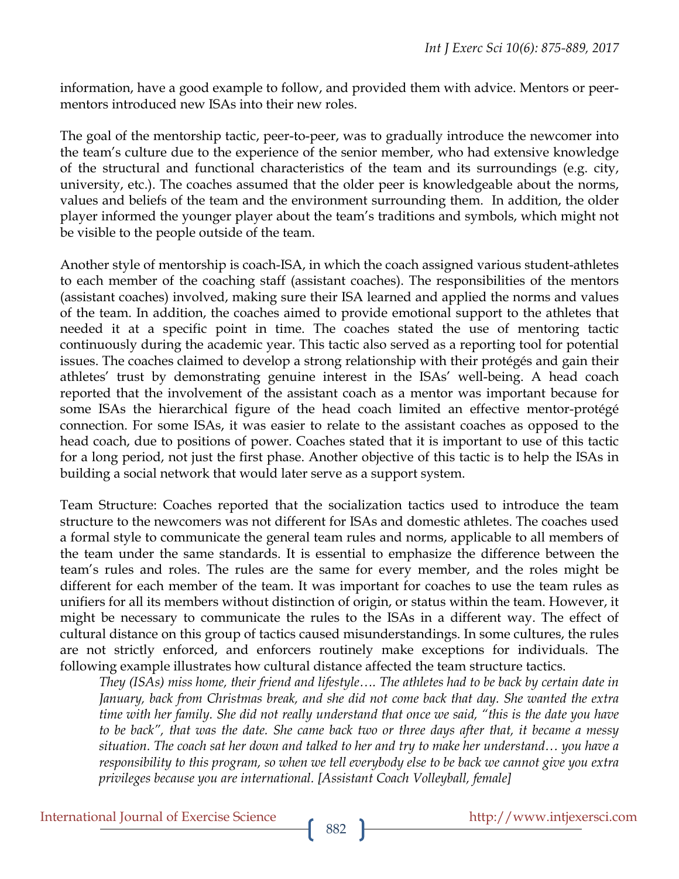information, have a good example to follow, and provided them with advice. Mentors or peer-mentors introduced new ISAs into their new roles.

The goal of the mentorship tactic, peer-to-peer, was to gradually introduce the newcomer into the team's culture due to the experience of the senior member, who had extensive knowledge of the structural and functional characteristics of the team and its surroundings (e.g. city, university, etc.). The coaches assumed that the older peer is knowledgeable about the norms, values and beliefs of the team and the environment surrounding them. In addition, the older player informed the younger player about the team's traditions and symbols, which might not be visible to the people outside of the team.

Another style of mentorship is coach-ISA, in which the coach assigned various student-athletes to each member of the coaching staff (assistant coaches). The responsibilities of the mentors (assistant coaches) involved, making sure their ISA learned and applied the norms and values of the team. In addition, the coaches aimed to provide emotional support to the athletes that needed it at a specific point in time. The coaches stated the use of mentoring tactic continuously during the academic year. This tactic also served as a reporting tool for potential issues. The coaches claimed to develop a strong relationship with their protégés and gain their athletes' trust by demonstrating genuine interest in the ISAs' well-being. A head coach reported that the involvement of the assistant coach as a mentor was important because for some ISAs the hierarchical figure of the head coach limited an effective mentor-protégé connection. For some ISAs, it was easier to relate to the assistant coaches as opposed to the head coach, due to positions of power. Coaches stated that it is important to use of this tactic for a long period, not just the first phase. Another objective of this tactic is to help the ISAs in building a social network that would later serve as a support system.

Team Structure: Coaches reported that the socialization tactics used to introduce the team structure to the newcomers was not different for ISAs and domestic athletes. The coaches used a formal style to communicate the general team rules and norms, applicable to all members of the team under the same standards. It is essential to emphasize the difference between the team's rules and roles. The rules are the same for every member, and the roles might be different for each member of the team. It was important for coaches to use the team rules as unifiers for all its members without distinction of origin, or status within the team. However, it might be necessary to communicate the rules to the ISAs in a different way. The effect of cultural distance on this group of tactics caused misunderstandings. In some cultures, the rules are not strictly enforced, and enforcers routinely make exceptions for individuals. The following example illustrates how cultural distance affected the team structure tactics.

> *They (ISAs) miss home, their friend and lifestyle…. The athletes had to be back by certain date in January, back from Christmas break, and she did not come back that day. She wanted the extra time with her family. She did not really understand that once we said, "this is the date you have to be back", that was the date. She came back two or three days after that, it became a messy situation. The coach sat her down and talked to her and try to make her understand… you have a responsibility to this program, so when we tell everybody else to be back we cannot give you extra privileges because you are international. [Assistant Coach Volleyball, female]*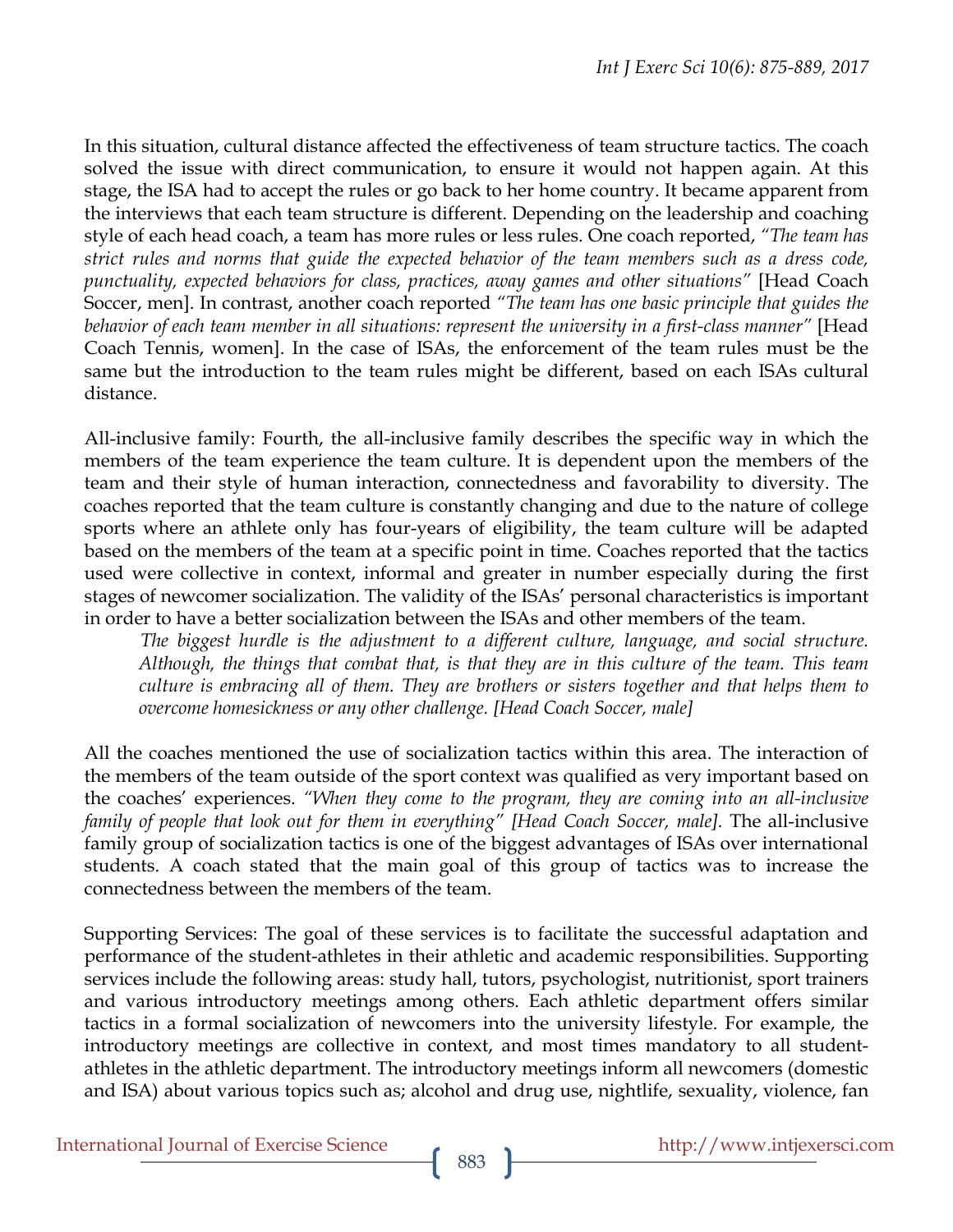In this situation, cultural distance affected the effectiveness of team structure tactics. The coach solved the issue with direct communication, to ensure it would not happen again. At this stage, the ISA had to accept the rules or go back to her home country. It became apparent from the interviews that each team structure is different. Depending on the leadership and coaching style of each head coach, a team has more rules or less rules. One coach reported, *"The team has strict rules and norms that guide the expected behavior of the team members such as a dress code, punctuality, expected behaviors for class, practices, away games and other situations"* [Head Coach Soccer, men]. In contrast, another coach reported *"The team has one basic principle that guides the behavior of each team member in all situations: represent the university in a first-class manner"* [Head Coach Tennis, women]. In the case of ISAs, the enforcement of the team rules must be the same but the introduction to the team rules might be different, based on each ISAs cultural distance.

All-inclusive family: Fourth, the all-inclusive family describes the specific way in which the members of the team experience the team culture. It is dependent upon the members of the team and their style of human interaction, connectedness and favorability to diversity. The coaches reported that the team culture is constantly changing and due to the nature of college sports where an athlete only has four-years of eligibility, the team culture will be adapted based on the members of the team at a specific point in time. Coaches reported that the tactics used were collective in context, informal and greater in number especially during the first stages of newcomer socialization. The validity of the ISAs' personal characteristics is important in order to have a better socialization between the ISAs and other members of the team.

> *The biggest hurdle is the adjustment to a different culture, language, and social structure. Although, the things that combat that, is that they are in this culture of the team. This team culture is embracing all of them. They are brothers or sisters together and that helps them to overcome homesickness or any other challenge. [Head Coach Soccer, male]*

All the coaches mentioned the use of socialization tactics within this area. The interaction of the members of the team outside of the sport context was qualified as very important based on the coaches' experiences. *"When they come to the program, they are coming into an all-inclusive family of people that look out for them in everything" [Head Coach Soccer, male].* The all-inclusive family group of socialization tactics is one of the biggest advantages of ISAs over international students. A coach stated that the main goal of this group of tactics was to increase the connectedness between the members of the team.

Supporting Services: The goal of these services is to facilitate the successful adaptation and performance of the student-athletes in their athletic and academic responsibilities. Supporting services include the following areas: study hall, tutors, psychologist, nutritionist, sport trainers and various introductory meetings among others. Each athletic department offers similar tactics in a formal socialization of newcomers into the university lifestyle. For example, the introductory meetings are collective in context, and most times mandatory to all student-athletes in the athletic department. The introductory meetings inform all newcomers (domestic and ISA) about various topics such as; alcohol and drug use, nightlife, sexuality, violence, fan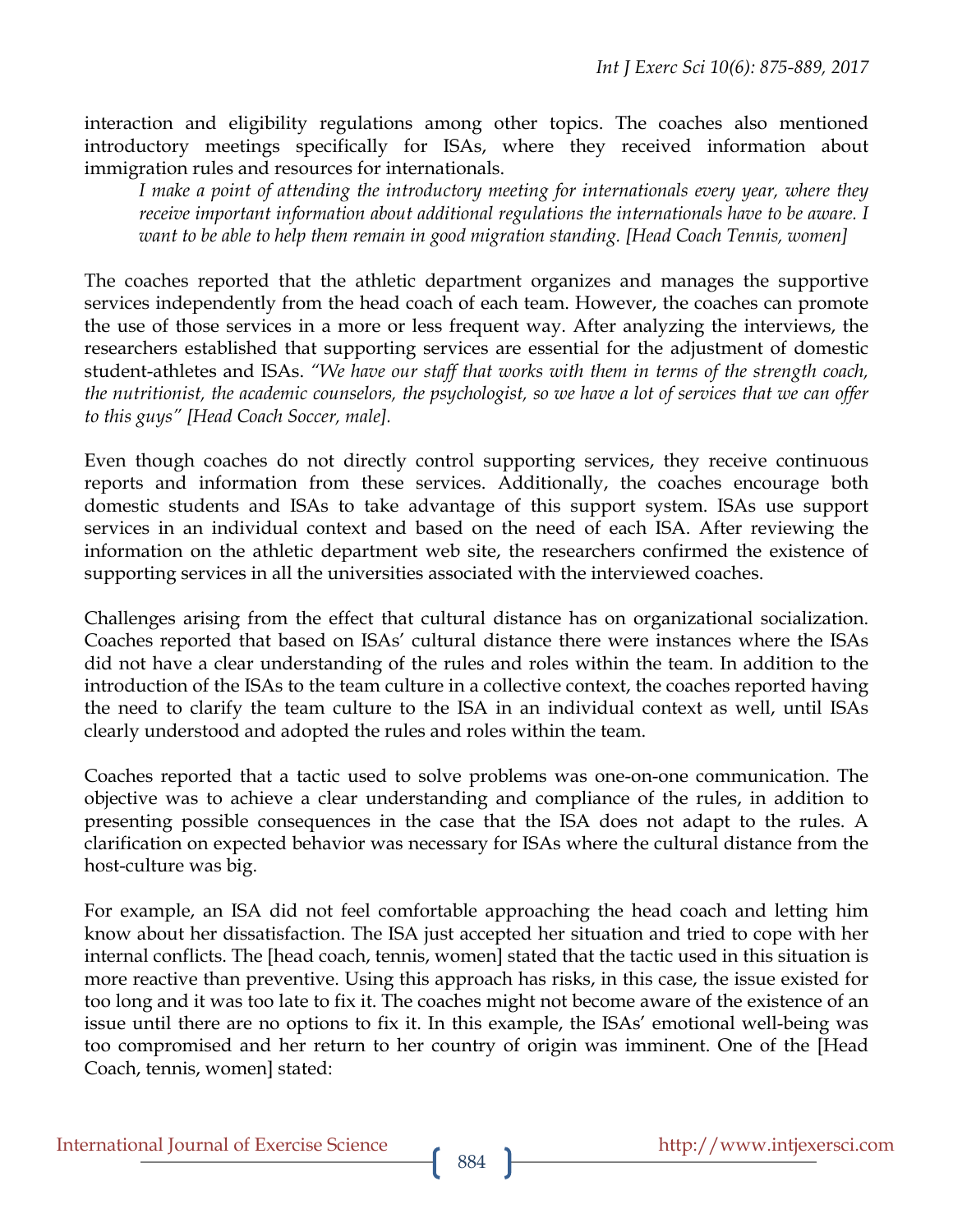interaction and eligibility regulations among other topics. The coaches also mentioned introductory meetings specifically for ISAs, where they received information about immigration rules and resources for internationals.

> *I make a point of attending the introductory meeting for internationals every year, where they receive important information about additional regulations the internationals have to be aware. I want to be able to help them remain in good migration standing. [Head Coach Tennis, women]*

The coaches reported that the athletic department organizes and manages the supportive services independently from the head coach of each team. However, the coaches can promote the use of those services in a more or less frequent way. After analyzing the interviews, the researchers established that supporting services are essential for the adjustment of domestic student-athletes and ISAs. *"We have our staff that works with them in terms of the strength coach, the nutritionist, the academic counselors, the psychologist, so we have a lot of services that we can offer to this guys" [Head Coach Soccer, male].*

Even though coaches do not directly control supporting services, they receive continuous reports and information from these services. Additionally, the coaches encourage both domestic students and ISAs to take advantage of this support system. ISAs use support services in an individual context and based on the need of each ISA. After reviewing the information on the athletic department web site, the researchers confirmed the existence of supporting services in all the universities associated with the interviewed coaches.

Challenges arising from the effect that cultural distance has on organizational socialization. Coaches reported that based on ISAs' cultural distance there were instances where the ISAs did not have a clear understanding of the rules and roles within the team. In addition to the introduction of the ISAs to the team culture in a collective context, the coaches reported having the need to clarify the team culture to the ISA in an individual context as well, until ISAs clearly understood and adopted the rules and roles within the team.

Coaches reported that a tactic used to solve problems was one-on-one communication. The objective was to achieve a clear understanding and compliance of the rules, in addition to presenting possible consequences in the case that the ISA does not adapt to the rules. A clarification on expected behavior was necessary for ISAs where the cultural distance from the host-culture was big.

For example, an ISA did not feel comfortable approaching the head coach and letting him know about her dissatisfaction. The ISA just accepted her situation and tried to cope with her internal conflicts. The [head coach, tennis, women] stated that the tactic used in this situation is more reactive than preventive. Using this approach has risks, in this case, the issue existed for too long and it was too late to fix it. The coaches might not become aware of the existence of an issue until there are no options to fix it. In this example, the ISAs' emotional well-being was too compromised and her return to her country of origin was imminent. One of the [Head Coach, tennis, women] stated: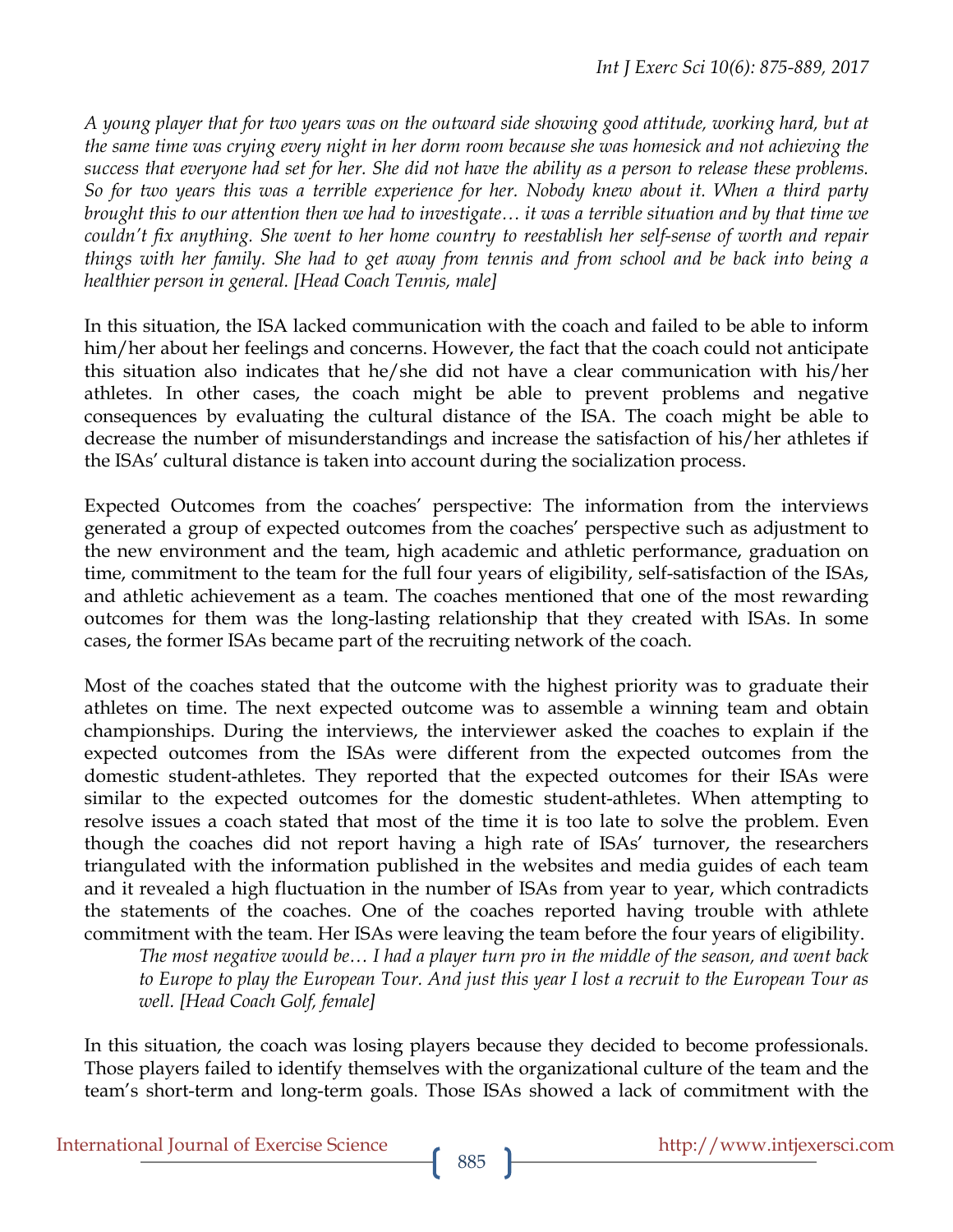*A young player that for two years was on the outward side showing good attitude, working hard, but at the same time was crying every night in her dorm room because she was homesick and not achieving the success that everyone had set for her. She did not have the ability as a person to release these problems. So for two years this was a terrible experience for her. Nobody knew about it. When a third party brought this to our attention then we had to investigate… it was a terrible situation and by that time we couldn't fix anything. She went to her home country to reestablish her self-sense of worth and repair things with her family. She had to get away from tennis and from school and be back into being a healthier person in general. [Head Coach Tennis, male]*

In this situation, the ISA lacked communication with the coach and failed to be able to inform him/her about her feelings and concerns. However, the fact that the coach could not anticipate this situation also indicates that he/she did not have a clear communication with his/her athletes. In other cases, the coach might be able to prevent problems and negative consequences by evaluating the cultural distance of the ISA. The coach might be able to decrease the number of misunderstandings and increase the satisfaction of his/her athletes if the ISAs' cultural distance is taken into account during the socialization process.

Expected Outcomes from the coaches' perspective: The information from the interviews generated a group of expected outcomes from the coaches' perspective such as adjustment to the new environment and the team, high academic and athletic performance, graduation on time, commitment to the team for the full four years of eligibility, self-satisfaction of the ISAs, and athletic achievement as a team. The coaches mentioned that one of the most rewarding outcomes for them was the long-lasting relationship that they created with ISAs. In some cases, the former ISAs became part of the recruiting network of the coach.

Most of the coaches stated that the outcome with the highest priority was to graduate their athletes on time. The next expected outcome was to assemble a winning team and obtain championships. During the interviews, the interviewer asked the coaches to explain if the expected outcomes from the ISAs were different from the expected outcomes from the domestic student-athletes. They reported that the expected outcomes for their ISAs were similar to the expected outcomes for the domestic student-athletes. When attempting to resolve issues a coach stated that most of the time it is too late to solve the problem. Even though the coaches did not report having a high rate of ISAs' turnover, the researchers triangulated with the information published in the websites and media guides of each team and it revealed a high fluctuation in the number of ISAs from year to year, which contradicts the statements of the coaches. One of the coaches reported having trouble with athlete commitment with the team. Her ISAs were leaving the team before the four years of eligibility.

*The most negative would be… I had a player turn pro in the middle of the season, and went back to Europe to play the European Tour. And just this year I lost a recruit to the European Tour as well. [Head Coach Golf, female]*

In this situation, the coach was losing players because they decided to become professionals. Those players failed to identify themselves with the organizational culture of the team and the team's short-term and long-term goals. Those ISAs showed a lack of commitment with the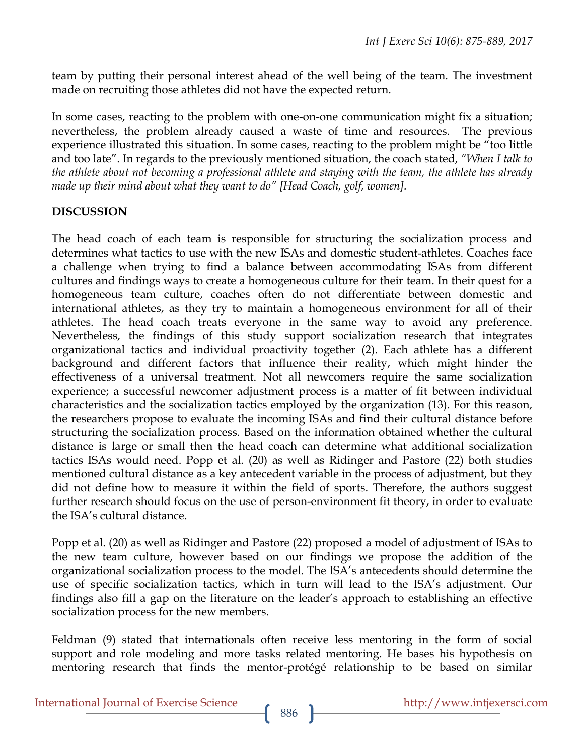team by putting their personal interest ahead of the well being of the team. The investment made on recruiting those athletes did not have the expected return.

In some cases, reacting to the problem with one-on-one communication might fix a situation; nevertheless, the problem already caused a waste of time and resources. The previous experience illustrated this situation. In some cases, reacting to the problem might be "too little and too late". In regards to the previously mentioned situation, the coach stated, *"When I talk to the athlete about not becoming a professional athlete and staying with the team, the athlete has already made up their mind about what they want to do" [Head Coach, golf, women].*

## DISCUSSION

The head coach of each team is responsible for structuring the socialization process and determines what tactics to use with the new ISAs and domestic student-athletes. Coaches face a challenge when trying to find a balance between accommodating ISAs from different cultures and findings ways to create a homogeneous culture for their team. In their quest for a homogeneous team culture, coaches often do not differentiate between domestic and international athletes, as they try to maintain a homogeneous environment for all of their athletes. The head coach treats everyone in the same way to avoid any preference. Nevertheless, the findings of this study support socialization research that integrates organizational tactics and individual proactivity together (2). Each athlete has a different background and different factors that influence their reality, which might hinder the effectiveness of a universal treatment. Not all newcomers require the same socialization experience; a successful newcomer adjustment process is a matter of fit between individual characteristics and the socialization tactics employed by the organization (13). For this reason, the researchers propose to evaluate the incoming ISAs and find their cultural distance before structuring the socialization process. Based on the information obtained whether the cultural distance is large or small then the head coach can determine what additional socialization tactics ISAs would need. Popp et al. (20) as well as Ridinger and Pastore (22) both studies mentioned cultural distance as a key antecedent variable in the process of adjustment, but they did not define how to measure it within the field of sports. Therefore, the authors suggest further research should focus on the use of person-environment fit theory, in order to evaluate the ISA's cultural distance.

Popp et al. (20) as well as Ridinger and Pastore (22) proposed a model of adjustment of ISAs to the new team culture, however based on our findings we propose the addition of the organizational socialization process to the model. The ISA's antecedents should determine the use of specific socialization tactics, which in turn will lead to the ISA's adjustment. Our findings also fill a gap on the literature on the leader's approach to establishing an effective socialization process for the new members.

Feldman (9) stated that internationals often receive less mentoring in the form of social support and role modeling and more tasks related mentoring. He bases his hypothesis on mentoring research that finds the mentor-protégé relationship to be based on similar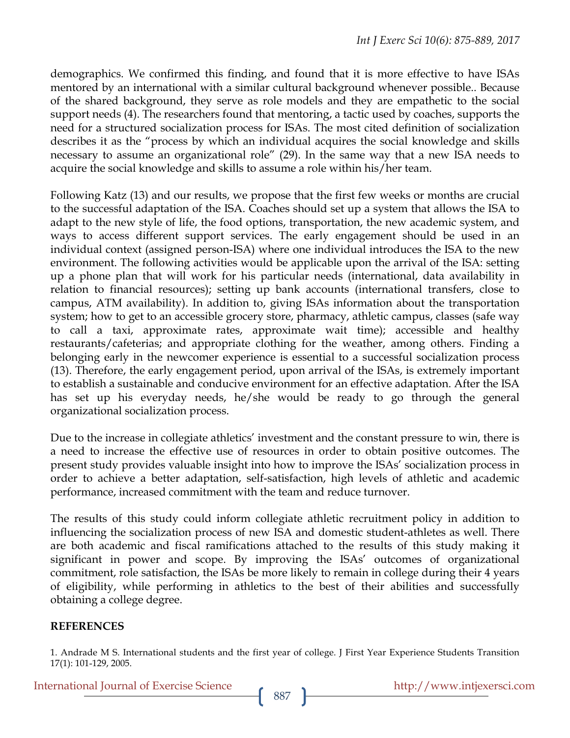demographics. We confirmed this finding, and found that it is more effective to have ISAs mentored by an international with a similar cultural background whenever possible.. Because of the shared background, they serve as role models and they are empathetic to the social support needs (4). The researchers found that mentoring, a tactic used by coaches, supports the need for a structured socialization process for ISAs. The most cited definition of socialization describes it as the "process by which an individual acquires the social knowledge and skills necessary to assume an organizational role" (29). In the same way that a new ISA needs to acquire the social knowledge and skills to assume a role within his/her team.

Following Katz (13) and our results, we propose that the first few weeks or months are crucial to the successful adaptation of the ISA. Coaches should set up a system that allows the ISA to adapt to the new style of life, the food options, transportation, the new academic system, and ways to access different support services. The early engagement should be used in an individual context (assigned person-ISA) where one individual introduces the ISA to the new environment. The following activities would be applicable upon the arrival of the ISA: setting up a phone plan that will work for his particular needs (international, data availability in relation to financial resources); setting up bank accounts (international transfers, close to campus, ATM availability). In addition to, giving ISAs information about the transportation system; how to get to an accessible grocery store, pharmacy, athletic campus, classes (safe way to call a taxi, approximate rates, approximate wait time); accessible and healthy restaurants/cafeterias; and appropriate clothing for the weather, among others. Finding a belonging early in the newcomer experience is essential to a successful socialization process (13). Therefore, the early engagement period, upon arrival of the ISAs, is extremely important to establish a sustainable and conducive environment for an effective adaptation. After the ISA has set up his everyday needs, he/she would be ready to go through the general organizational socialization process.

Due to the increase in collegiate athletics' investment and the constant pressure to win, there is a need to increase the effective use of resources in order to obtain positive outcomes. The present study provides valuable insight into how to improve the ISAs' socialization process in order to achieve a better adaptation, self-satisfaction, high levels of athletic and academic performance, increased commitment with the team and reduce turnover.

The results of this study could inform collegiate athletic recruitment policy in addition to influencing the socialization process of new ISA and domestic student-athletes as well. There are both academic and fiscal ramifications attached to the results of this study making it significant in power and scope. By improving the ISAs' outcomes of organizational commitment, role satisfaction, the ISAs be more likely to remain in college during their 4 years of eligibility, while performing in athletics to the best of their abilities and successfully obtaining a college degree.

## REFERENCES

1. Andrade M S. International students and the first year of college. J First Year Experience Students Transition 17(1): 101-129, 2005.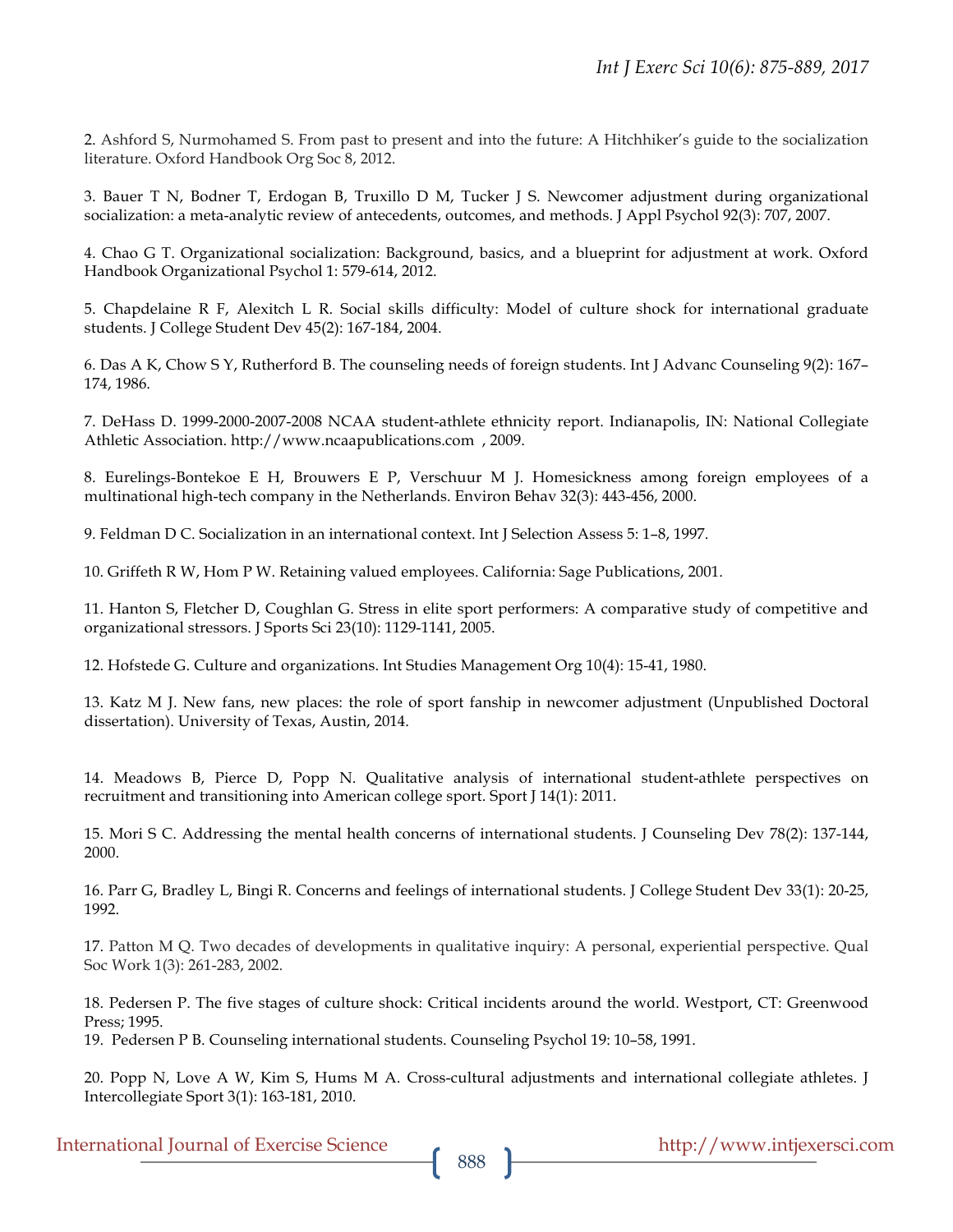2. Ashford S, Nurmohamed S. From past to present and into the future: A Hitchhiker's guide to the socialization literature. Oxford Handbook Org Soc 8, 2012.

3. Bauer T N, Bodner T, Erdogan B, Truxillo D M, Tucker J S. Newcomer adjustment during organizational socialization: a meta-analytic review of antecedents, outcomes, and methods. J Appl Psychol 92(3): 707, 2007.

4. Chao G T. Organizational socialization: Background, basics, and a blueprint for adjustment at work. Oxford Handbook Organizational Psychol 1: 579-614, 2012.

5. Chapdelaine R F, Alexitch L R. Social skills difficulty: Model of culture shock for international graduate students. J College Student Dev 45(2): 167-184, 2004.

6. Das A K, Chow S Y, Rutherford B. The counseling needs of foreign students. Int J Advanc Counseling 9(2): 167–174, 1986.

7. DeHass D. 1999-2000-2007-2008 NCAA student-athlete ethnicity report. Indianapolis, IN: National Collegiate Athletic Association. http://www.ncaapublications.com , 2009.

8. Eurelings-Bontekoe E H, Brouwers E P, Verschuur M J. Homesickness among foreign employees of a multinational high-tech company in the Netherlands. Environ Behav 32(3): 443-456, 2000.

9. Feldman D C. Socialization in an international context. Int J Selection Assess 5: 1–8, 1997.

10. Griffeth R W, Hom P W. Retaining valued employees. California: Sage Publications, 2001.

11. Hanton S, Fletcher D, Coughlan G. Stress in elite sport performers: A comparative study of competitive and organizational stressors. J Sports Sci 23(10): 1129-1141, 2005.

12. Hofstede G. Culture and organizations. Int Studies Management Org 10(4): 15-41, 1980.

13. Katz M J. New fans, new places: the role of sport fanship in newcomer adjustment (Unpublished Doctoral dissertation). University of Texas, Austin, 2014.

14. Meadows B, Pierce D, Popp N. Qualitative analysis of international student-athlete perspectives on recruitment and transitioning into American college sport. Sport J 14(1): 2011.

15. Mori S C. Addressing the mental health concerns of international students. J Counseling Dev 78(2): 137-144, 2000.

16. Parr G, Bradley L, Bingi R. Concerns and feelings of international students. J College Student Dev 33(1): 20-25, 1992.

17. Patton M Q. Two decades of developments in qualitative inquiry: A personal, experiential perspective. Qual Soc Work 1(3): 261-283, 2002.

18. Pedersen P. The five stages of culture shock: Critical incidents around the world. Westport, CT: Greenwood Press; 1995.

19. Pedersen P B. Counseling international students. Counseling Psychol 19: 10–58, 1991.

20. Popp N, Love A W, Kim S, Hums M A. Cross-cultural adjustments and international collegiate athletes. J Intercollegiate Sport 3(1): 163-181, 2010.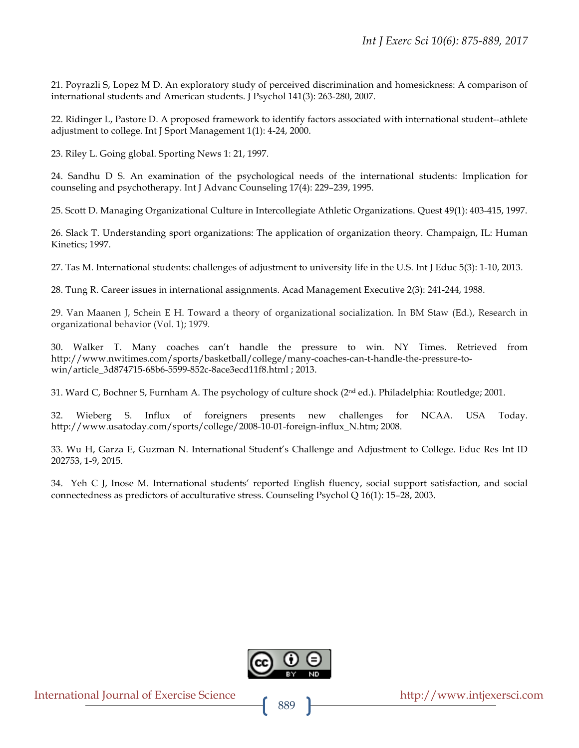21. Poyrazli S, Lopez M D. An exploratory study of perceived discrimination and homesickness: A comparison of international students and American students. J Psychol 141(3): 263-280, 2007.

22. Ridinger L, Pastore D. A proposed framework to identify factors associated with international student--athlete adjustment to college. Int J Sport Management 1(1): 4-24, 2000.

23. Riley L. Going global. Sporting News 1: 21, 1997.

24. Sandhu D S. An examination of the psychological needs of the international students: Implication for counseling and psychotherapy. Int J Advanc Counseling 17(4): 229–239, 1995.

25. Scott D. Managing Organizational Culture in Intercollegiate Athletic Organizations. Quest 49(1): 403-415, 1997.

26. Slack T. Understanding sport organizations: The application of organization theory. Champaign, IL: Human Kinetics; 1997.

27. Tas M. International students: challenges of adjustment to university life in the U.S. Int J Educ 5(3): 1-10, 2013.

28. Tung R. Career issues in international assignments. Acad Management Executive 2(3): 241-244, 1988.

29. Van Maanen J, Schein E H. Toward a theory of organizational socialization. In BM Staw (Ed.), Research in organizational behavior (Vol. 1); 1979.

30. Walker T. Many coaches can't handle the pressure to win. NY Times. Retrieved from http://www.nwitimes.com/sports/basketball/college/many-coaches-can-t-handle-the-pressure-to-win/article_3d874715-68b6-5599-852c-8ace3ecd11f8.html ; 2013.

31. Ward C, Bochner S, Furnham A. The psychology of culture shock (2nd ed.). Philadelphia: Routledge; 2001.

32. Wieberg S. Influx of foreigners presents new challenges for NCAA. USA Today. http://www.usatoday.com/sports/college/2008-10-01-foreign-influx_N.htm; 2008.

33. Wu H, Garza E, Guzman N. International Student's Challenge and Adjustment to College. Educ Res Int ID 202753, 1-9, 2015.

34. Yeh C J, Inose M. International students' reported English fluency, social support satisfaction, and social connectedness as predictors of acculturative stress. Counseling Psychol Q 16(1): 15–28, 2003.